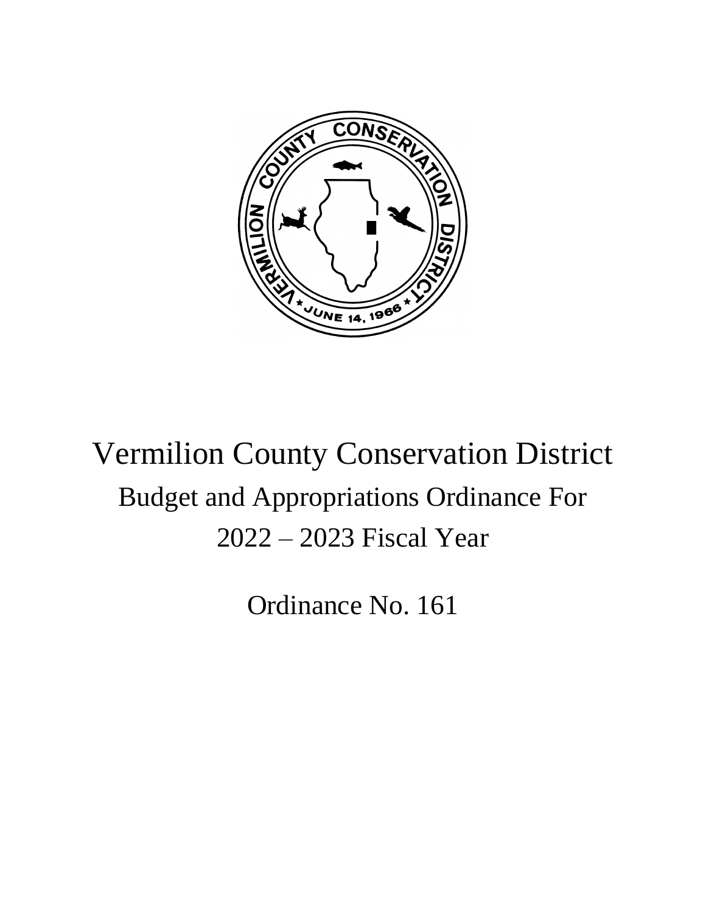# Vermilion County Conservation District

## Budget and Appropriations Ordinance For 2022 – 2023 Fiscal Year

Ordinance No. 161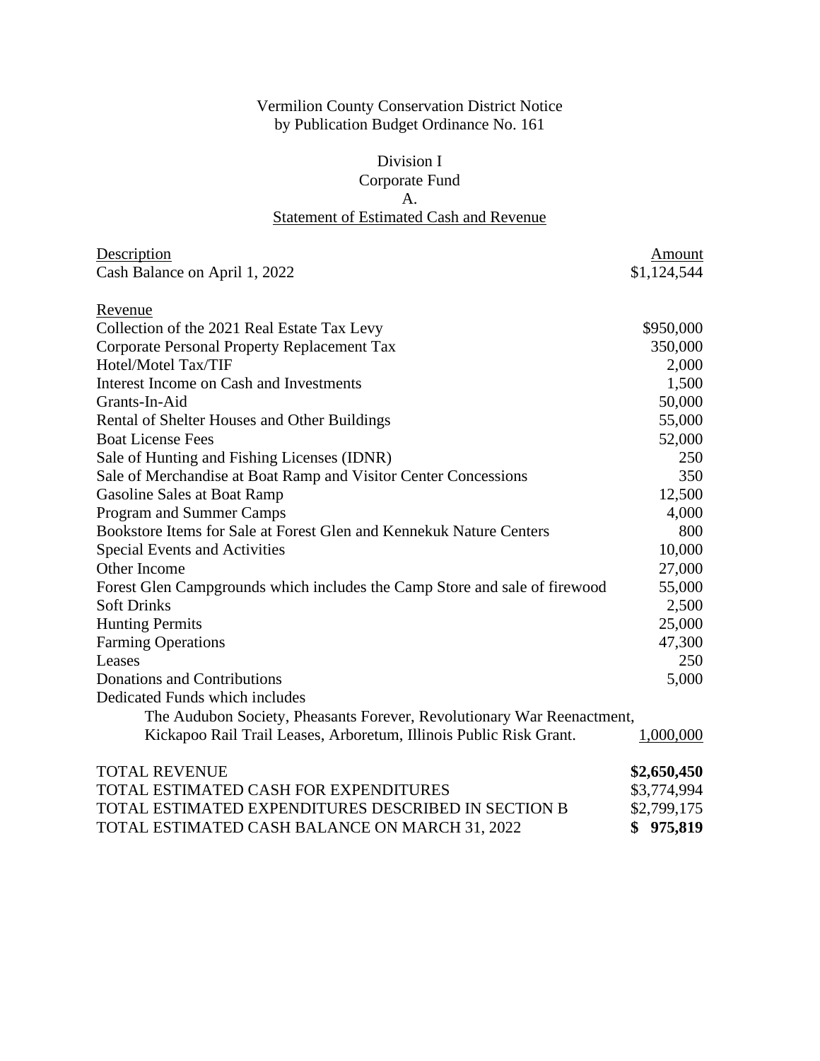Vermilion County Conservation District Notice by Publication Budget Ordinance No. 161

## Division I
## Corporate Fund
## A.
## Statement of Estimated Cash and Revenue

| Description | Amount |
|---|---|
| Cash Balance on April 1, 2022 | $1,124,544 |
| | |
| Revenue | |
| Collection of the 2021 Real Estate Tax Levy | $950,000 |
| Corporate Personal Property Replacement Tax | 350,000 |
| Hotel/Motel Tax/TIF | 2,000 |
| Interest Income on Cash and Investments | 1,500 |
| Grants-In-Aid | 50,000 |
| Rental of Shelter Houses and Other Buildings | 55,000 |
| Boat License Fees | 52,000 |
| Sale of Hunting and Fishing Licenses (IDNR) | 250 |
| Sale of Merchandise at Boat Ramp and Visitor Center Concessions | 350 |
| Gasoline Sales at Boat Ramp | 12,500 |
| Program and Summer Camps | 4,000 |
| Bookstore Items for Sale at Forest Glen and Kennekuk Nature Centers | 800 |
| Special Events and Activities | 10,000 |
| Other Income | 27,000 |
| Forest Glen Campgrounds which includes the Camp Store and sale of firewood | 55,000 |
| Soft Drinks | 2,500 |
| Hunting Permits | 25,000 |
| Farming Operations | 47,300 |
| Leases | 250 |
| Donations and Contributions | 5,000 |
| Dedicated Funds which includes The Audubon Society, Pheasants Forever, Revolutionary War Reenactment, Kickapoo Rail Trail Leases, Arboretum, Illinois Public Risk Grant. | 1,000,000 |
| | |
| **TOTAL REVENUE** | **$2,650,450** |
| TOTAL ESTIMATED CASH FOR EXPENDITURES | $3,774,994 |
| TOTAL ESTIMATED EXPENDITURES DESCRIBED IN SECTION B | $2,799,175 |
| TOTAL ESTIMATED CASH BALANCE ON MARCH 31, 2022 | **$ 975,819** |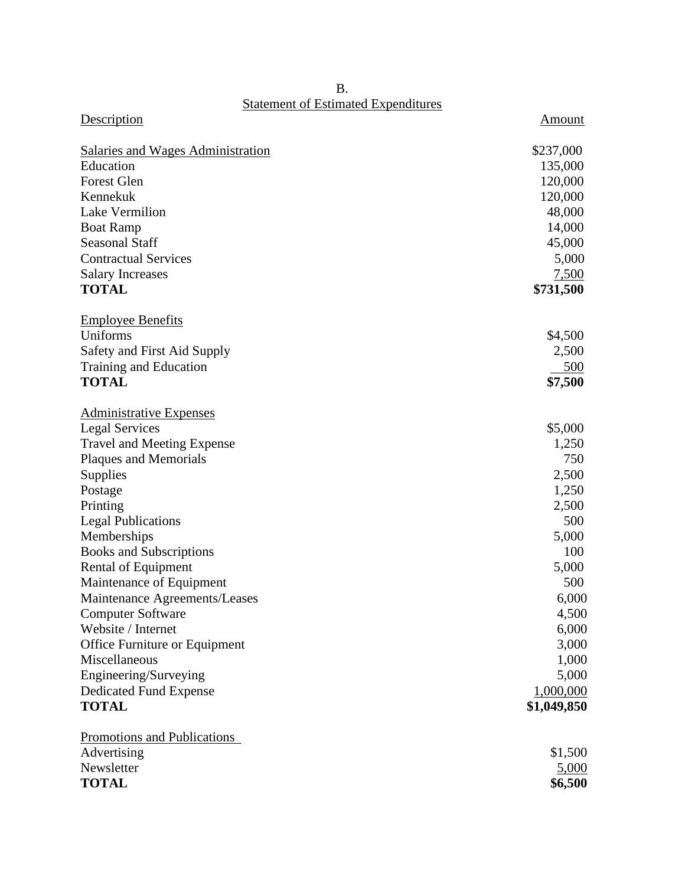B.

Statement of Estimated Expenditures

| Description | Amount |
| --- | --- |
| Salaries and Wages Administration | $237,000 |
| Education | 135,000 |
| Forest Glen | 120,000 |
| Kennekuk | 120,000 |
| Lake Vermilion | 48,000 |
| Boat Ramp | 14,000 |
| Seasonal Staff | 45,000 |
| Contractual Services | 5,000 |
| Salary Increases | 7,500 |
| **TOTAL** | **$731,500** |
| | |
| Employee Benefits | |
| Uniforms | $4,500 |
| Safety and First Aid Supply | 2,500 |
| Training and Education | 500 |
| **TOTAL** | **$7,500** |
| | |
| Administrative Expenses | |
| Legal Services | $5,000 |
| Travel and Meeting Expense | 1,250 |
| Plaques and Memorials | 750 |
| Supplies | 2,500 |
| Postage | 1,250 |
| Printing | 2,500 |
| Legal Publications | 500 |
| Memberships | 5,000 |
| Books and Subscriptions | 100 |
| Rental of Equipment | 5,000 |
| Maintenance of Equipment | 500 |
| Maintenance Agreements/Leases | 6,000 |
| Computer Software | 4,500 |
| Website / Internet | 6,000 |
| Office Furniture or Equipment | 3,000 |
| Miscellaneous | 1,000 |
| Engineering/Surveying | 5,000 |
| Dedicated Fund Expense | 1,000,000 |
| **TOTAL** | **$1,049,850** |
| | |
| Promotions and Publications | |
| Advertising | $1,500 |
| Newsletter | 5,000 |
| **TOTAL** | **$6,500** |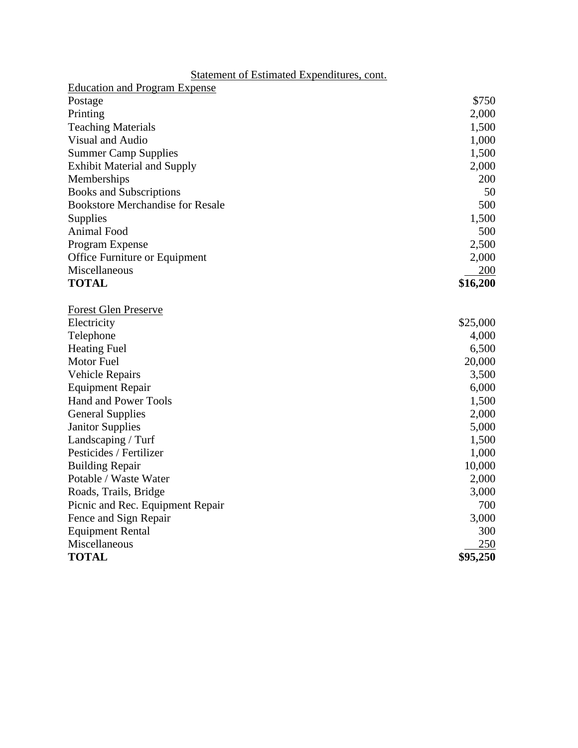Statement of Estimated Expenditures, cont.

| Education and Program Expense | |
|---|---|
| Postage | $750 |
| Printing | 2,000 |
| Teaching Materials | 1,500 |
| Visual and Audio | 1,000 |
| Summer Camp Supplies | 1,500 |
| Exhibit Material and Supply | 2,000 |
| Memberships | 200 |
| Books and Subscriptions | 50 |
| Bookstore Merchandise for Resale | 500 |
| Supplies | 1,500 |
| Animal Food | 500 |
| Program Expense | 2,500 |
| Office Furniture or Equipment | 2,000 |
| Miscellaneous | 200 |
| **TOTAL** | **$16,200** |

| Forest Glen Preserve | |
|---|---|
| Electricity | $25,000 |
| Telephone | 4,000 |
| Heating Fuel | 6,500 |
| Motor Fuel | 20,000 |
| Vehicle Repairs | 3,500 |
| Equipment Repair | 6,000 |
| Hand and Power Tools | 1,500 |
| General Supplies | 2,000 |
| Janitor Supplies | 5,000 |
| Landscaping / Turf | 1,500 |
| Pesticides / Fertilizer | 1,000 |
| Building Repair | 10,000 |
| Potable / Waste Water | 2,000 |
| Roads, Trails, Bridge | 3,000 |
| Picnic and Rec. Equipment Repair | 700 |
| Fence and Sign Repair | 3,000 |
| Equipment Rental | 300 |
| Miscellaneous | 250 |
| **TOTAL** | **$95,250** |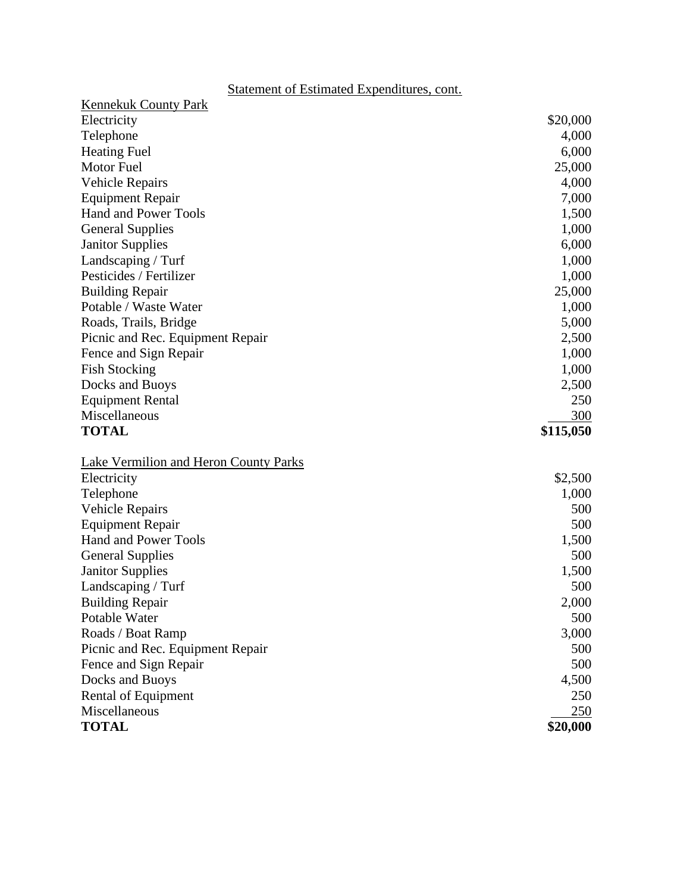Statement of Estimated Expenditures, cont.

| Kennekuk County Park | |
|---|---|
| Electricity | $20,000 |
| Telephone | 4,000 |
| Heating Fuel | 6,000 |
| Motor Fuel | 25,000 |
| Vehicle Repairs | 4,000 |
| Equipment Repair | 7,000 |
| Hand and Power Tools | 1,500 |
| General Supplies | 1,000 |
| Janitor Supplies | 6,000 |
| Landscaping / Turf | 1,000 |
| Pesticides / Fertilizer | 1,000 |
| Building Repair | 25,000 |
| Potable / Waste Water | 1,000 |
| Roads, Trails, Bridge | 5,000 |
| Picnic and Rec. Equipment Repair | 2,500 |
| Fence and Sign Repair | 1,000 |
| Fish Stocking | 1,000 |
| Docks and Buoys | 2,500 |
| Equipment Rental | 250 |
| Miscellaneous | 300 |
| **TOTAL** | **$115,050** |

| Lake Vermilion and Heron County Parks | |
|---|---|
| Electricity | $2,500 |
| Telephone | 1,000 |
| Vehicle Repairs | 500 |
| Equipment Repair | 500 |
| Hand and Power Tools | 1,500 |
| General Supplies | 500 |
| Janitor Supplies | 1,500 |
| Landscaping / Turf | 500 |
| Building Repair | 2,000 |
| Potable Water | 500 |
| Roads / Boat Ramp | 3,000 |
| Picnic and Rec. Equipment Repair | 500 |
| Fence and Sign Repair | 500 |
| Docks and Buoys | 4,500 |
| Rental of Equipment | 250 |
| Miscellaneous | 250 |
| **TOTAL** | **$20,000** |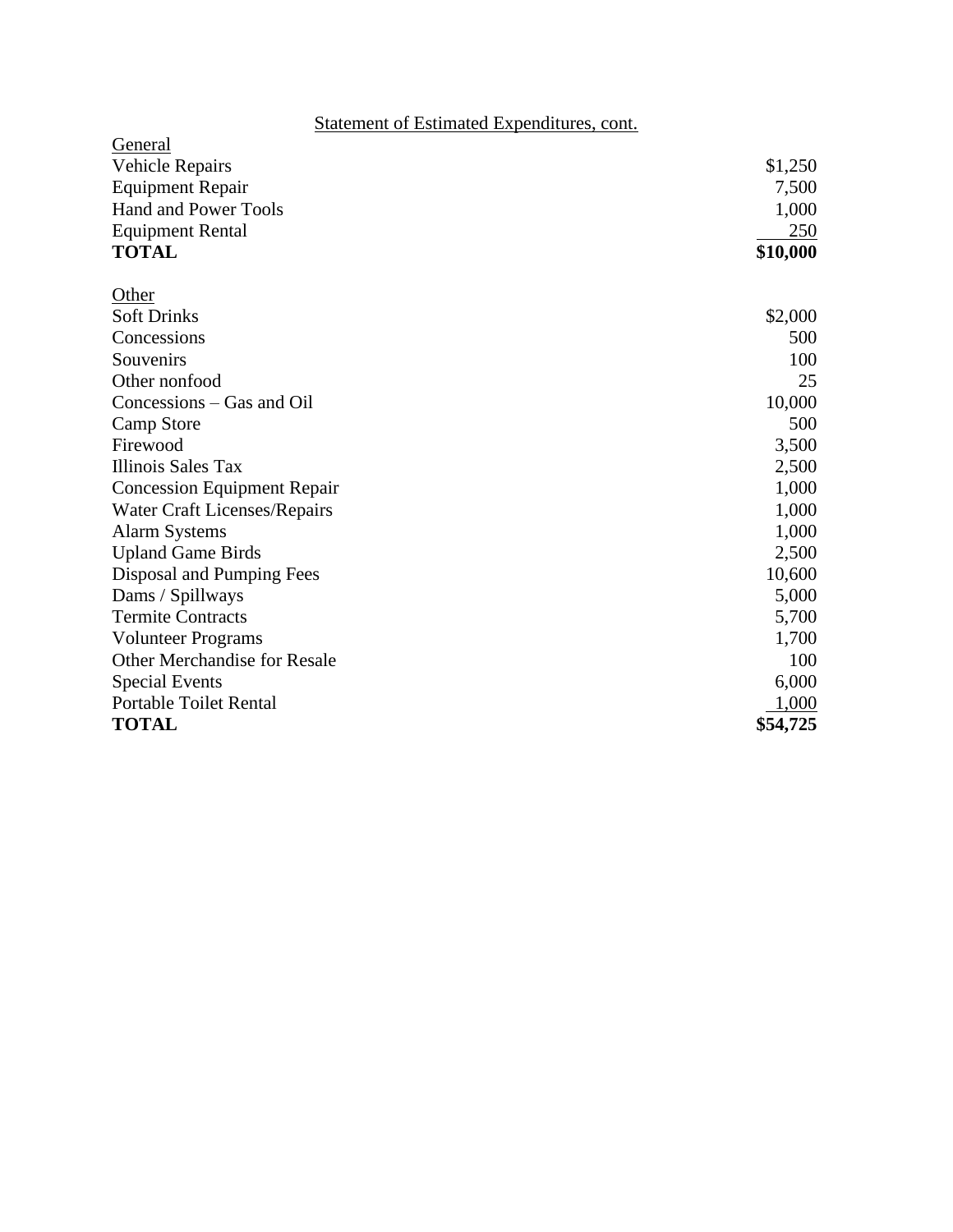Statement of Estimated Expenditures, cont.

| General | |
|---|---|
| Vehicle Repairs | $1,250 |
| Equipment Repair | 7,500 |
| Hand and Power Tools | 1,000 |
| Equipment Rental | 250 |
| **TOTAL** | **$10,000** |

| Other | |
|---|---|
| Soft Drinks | $2,000 |
| Concessions | 500 |
| Souvenirs | 100 |
| Other nonfood | 25 |
| Concessions – Gas and Oil | 10,000 |
| Camp Store | 500 |
| Firewood | 3,500 |
| Illinois Sales Tax | 2,500 |
| Concession Equipment Repair | 1,000 |
| Water Craft Licenses/Repairs | 1,000 |
| Alarm Systems | 1,000 |
| Upland Game Birds | 2,500 |
| Disposal and Pumping Fees | 10,600 |
| Dams / Spillways | 5,000 |
| Termite Contracts | 5,700 |
| Volunteer Programs | 1,700 |
| Other Merchandise for Resale | 100 |
| Special Events | 6,000 |
| Portable Toilet Rental | 1,000 |
| **TOTAL** | **$54,725** |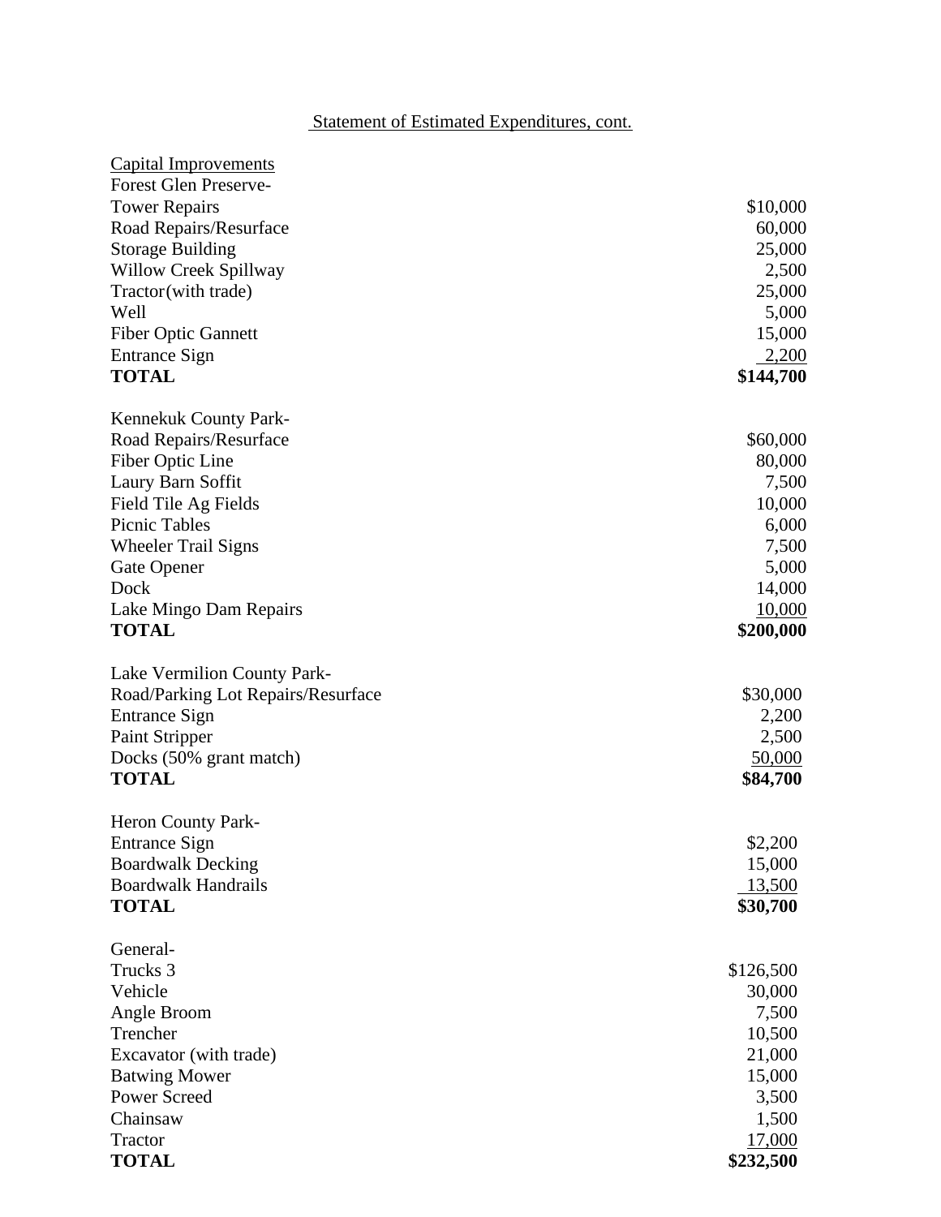Statement of Estimated Expenditures, cont.

Capital Improvements

| Item | Amount |
|---|---|
| **Forest Glen Preserve-** | |
| Tower Repairs | $10,000 |
| Road Repairs/Resurface | 60,000 |
| Storage Building | 25,000 |
| Willow Creek Spillway | 2,500 |
| Tractor(with trade) | 25,000 |
| Well | 5,000 |
| Fiber Optic Gannett | 15,000 |
| Entrance Sign | 2,200 |
| **TOTAL** | **$144,700** |
| **Kennekuk County Park-** | |
| Road Repairs/Resurface | $60,000 |
| Fiber Optic Line | 80,000 |
| Laury Barn Soffit | 7,500 |
| Field Tile Ag Fields | 10,000 |
| Picnic Tables | 6,000 |
| Wheeler Trail Signs | 7,500 |
| Gate Opener | 5,000 |
| Dock | 14,000 |
| Lake Mingo Dam Repairs | 10,000 |
| **TOTAL** | **$200,000** |
| **Lake Vermilion County Park-** | |
| Road/Parking Lot Repairs/Resurface | $30,000 |
| Entrance Sign | 2,200 |
| Paint Stripper | 2,500 |
| Docks (50% grant match) | 50,000 |
| **TOTAL** | **$84,700** |
| **Heron County Park-** | |
| Entrance Sign | $2,200 |
| Boardwalk Decking | 15,000 |
| Boardwalk Handrails | 13,500 |
| **TOTAL** | **$30,700** |
| **General-** | |
| Trucks 3 | $126,500 |
| Vehicle | 30,000 |
| Angle Broom | 7,500 |
| Trencher | 10,500 |
| Excavator (with trade) | 21,000 |
| Batwing Mower | 15,000 |
| Power Screed | 3,500 |
| Chainsaw | 1,500 |
| Tractor | 17,000 |
| **TOTAL** | **$232,500** |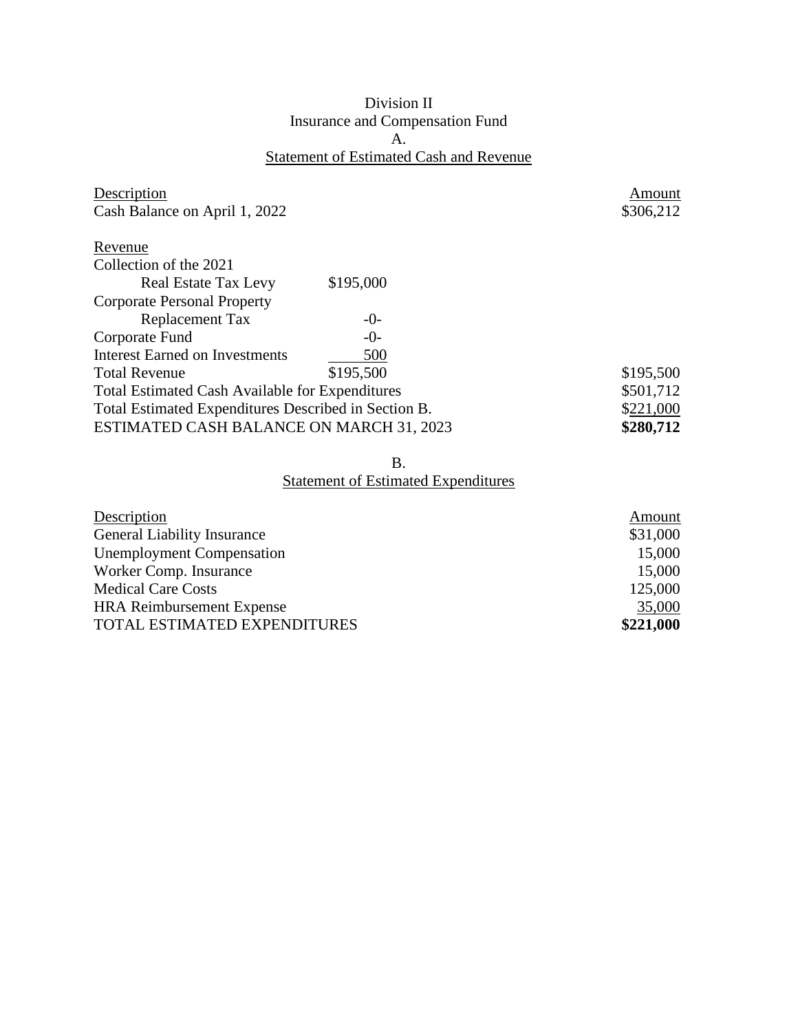# Division II
## Insurance and Compensation Fund
### A.
### Statement of Estimated Cash and Revenue

| Description | | Amount |
|---|---|---|
| Cash Balance on April 1, 2022 | | $306,212 |
| | | |
| Revenue | | |
| Collection of the 2021 Real Estate Tax Levy | $195,000 | |
| Corporate Personal Property Replacement Tax | -0- | |
| Corporate Fund | -0- | |
| Interest Earned on Investments | 500 | |
| Total Revenue | $195,500 | $195,500 |
| Total Estimated Cash Available for Expenditures | | $501,712 |
| Total Estimated Expenditures Described in Section B. | | $221,000 |
| **ESTIMATED CASH BALANCE ON MARCH 31, 2023** | | **$280,712** |

### B.
### Statement of Estimated Expenditures

| Description | Amount |
|---|---|
| General Liability Insurance | $31,000 |
| Unemployment Compensation | 15,000 |
| Worker Comp. Insurance | 15,000 |
| Medical Care Costs | 125,000 |
| HRA Reimbursement Expense | 35,000 |
| TOTAL ESTIMATED EXPENDITURES | **$221,000** |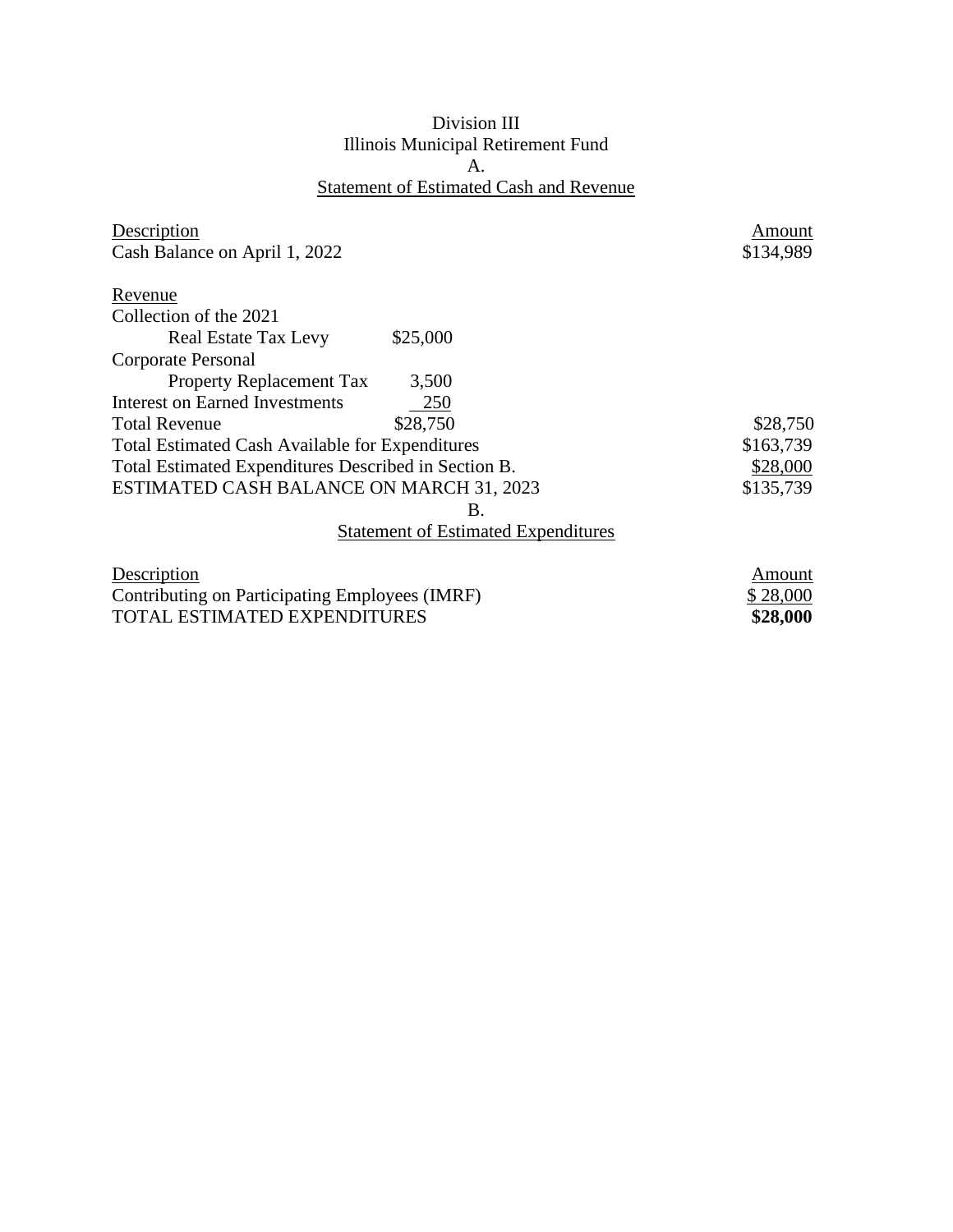Division III

Illinois Municipal Retirement Fund

A.

Statement of Estimated Cash and Revenue

| Description | | Amount |
|---|---|---|
| Cash Balance on April 1, 2022 | | $134,989 |
| | | |
| Revenue | | |
| Collection of the 2021 Real Estate Tax Levy | $25,000 | |
| Corporate Personal Property Replacement Tax | 3,500 | |
| Interest on Earned Investments | 250 | |
| Total Revenue | $28,750 | $28,750 |
| Total Estimated Cash Available for Expenditures | | $163,739 |
| Total Estimated Expenditures Described in Section B. | | $28,000 |
| ESTIMATED CASH BALANCE ON MARCH 31, 2023 | | $135,739 |

B.

Statement of Estimated Expenditures

| Description | Amount |
|---|---|
| Contributing on Participating Employees (IMRF) | $ 28,000 |
| TOTAL ESTIMATED EXPENDITURES | **$28,000** |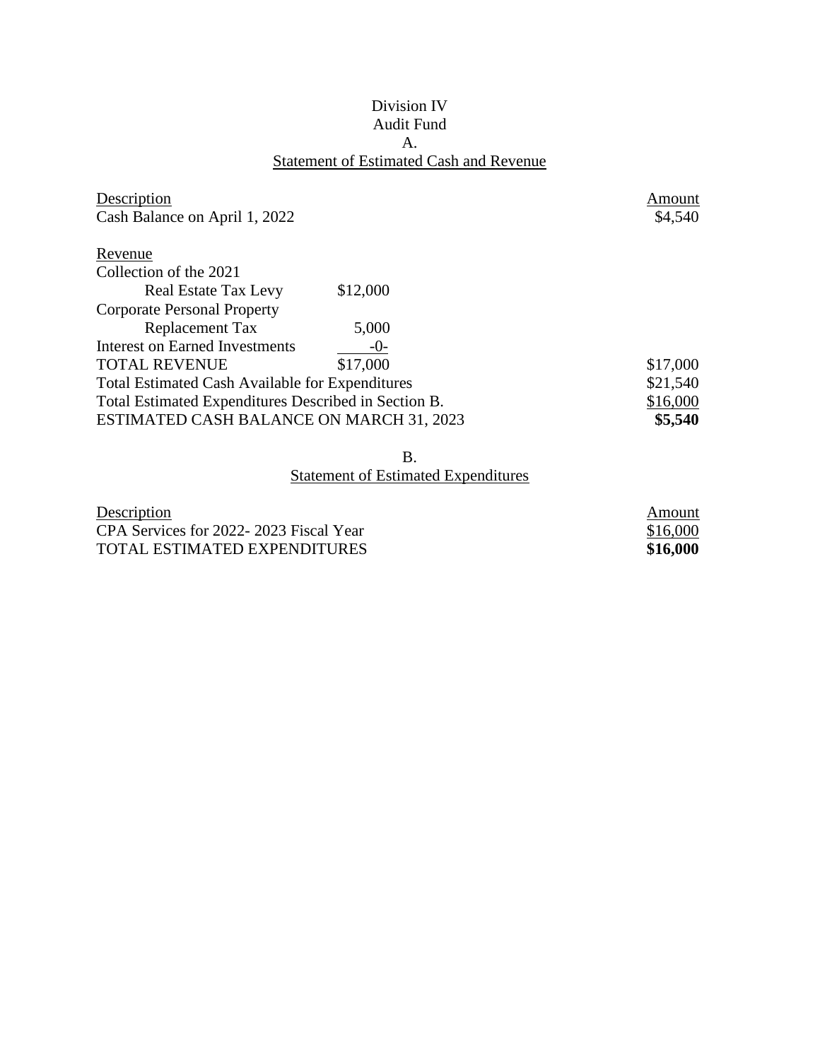# Division IV
## Audit Fund
### A.
### Statement of Estimated Cash and Revenue

| Description | | Amount |
|---|---|---|
| Cash Balance on April 1, 2022 | | $4,540 |
| | | |
| Revenue | | |
| Collection of the 2021 Real Estate Tax Levy | $12,000 | |
| Corporate Personal Property Replacement Tax | 5,000 | |
| Interest on Earned Investments | -0- | |
| TOTAL REVENUE | $17,000 | $17,000 |
| Total Estimated Cash Available for Expenditures | | $21,540 |
| Total Estimated Expenditures Described in Section B. | | $16,000 |
| ESTIMATED CASH BALANCE ON MARCH 31, 2023 | | **$5,540** |

### B.
### Statement of Estimated Expenditures

| Description | Amount |
|---|---|
| CPA Services for 2022- 2023 Fiscal Year | $16,000 |
| TOTAL ESTIMATED EXPENDITURES | **$16,000** |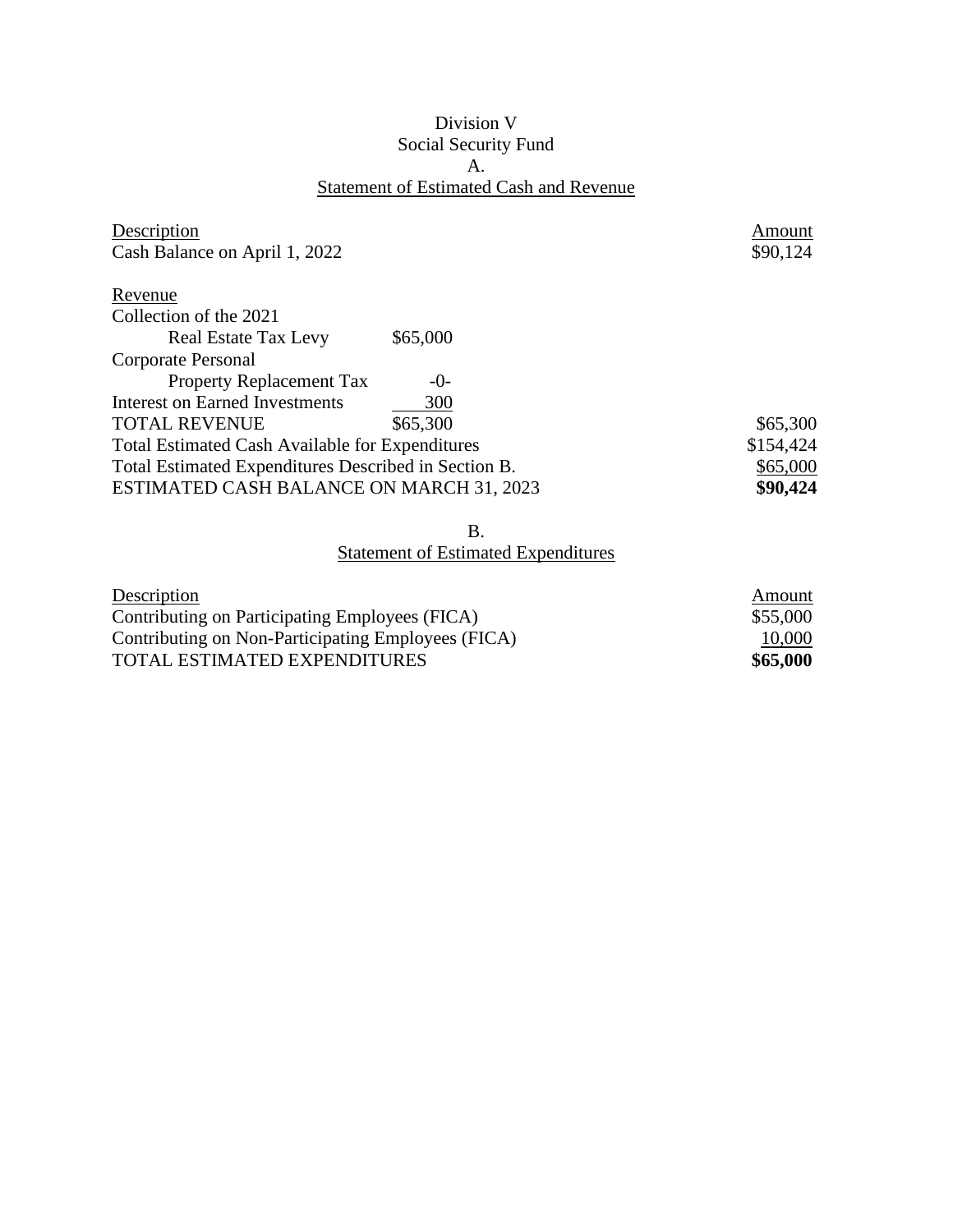Division V

Social Security Fund

A.

## Statement of Estimated Cash and Revenue

| Description | | Amount |
| --- | --- | --- |
| Cash Balance on April 1, 2022 | | $90,124 |
| | | |
| Revenue | | |
| Collection of the 2021 | | |
| Real Estate Tax Levy | $65,000 | |
| Corporate Personal | | |
| Property Replacement Tax | -0- | |
| Interest on Earned Investments | 300 | |
| TOTAL REVENUE | $65,300 | $65,300 |
| Total Estimated Cash Available for Expenditures | | $154,424 |
| Total Estimated Expenditures Described in Section B. | | $65,000 |
| ESTIMATED CASH BALANCE ON MARCH 31, 2023 | | **$90,424** |

B.

## Statement of Estimated Expenditures

| Description | Amount |
| --- | --- |
| Contributing on Participating Employees (FICA) | $55,000 |
| Contributing on Non-Participating Employees (FICA) | 10,000 |
| TOTAL ESTIMATED EXPENDITURES | **$65,000** |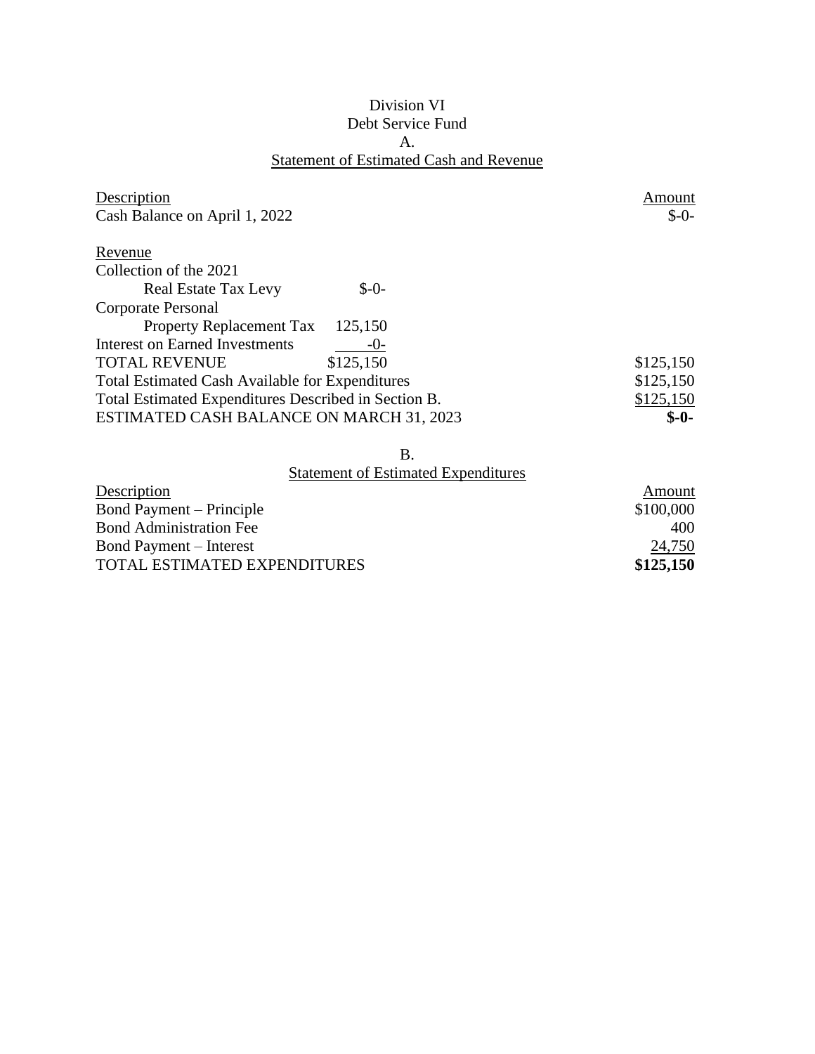# Division VI

## Debt Service Fund

### A.

### Statement of Estimated Cash and Revenue

| Description | | Amount |
|---|---|---|
| Cash Balance on April 1, 2022 | | $-0- |
| | | |
| Revenue | | |
| Collection of the 2021 | | |
| Real Estate Tax Levy | $-0- | |
| Corporate Personal | | |
| Property Replacement Tax | 125,150 | |
| Interest on Earned Investments | -0- | |
| TOTAL REVENUE | $125,150 | $125,150 |
| Total Estimated Cash Available for Expenditures | | $125,150 |
| Total Estimated Expenditures Described in Section B. | | $125,150 |
| ESTIMATED CASH BALANCE ON MARCH 31, 2023 | | **$-0-** |

### B.

### Statement of Estimated Expenditures

| Description | Amount |
|---|---|
| Bond Payment – Principle | $100,000 |
| Bond Administration Fee | 400 |
| Bond Payment – Interest | 24,750 |
| TOTAL ESTIMATED EXPENDITURES | **$125,150** |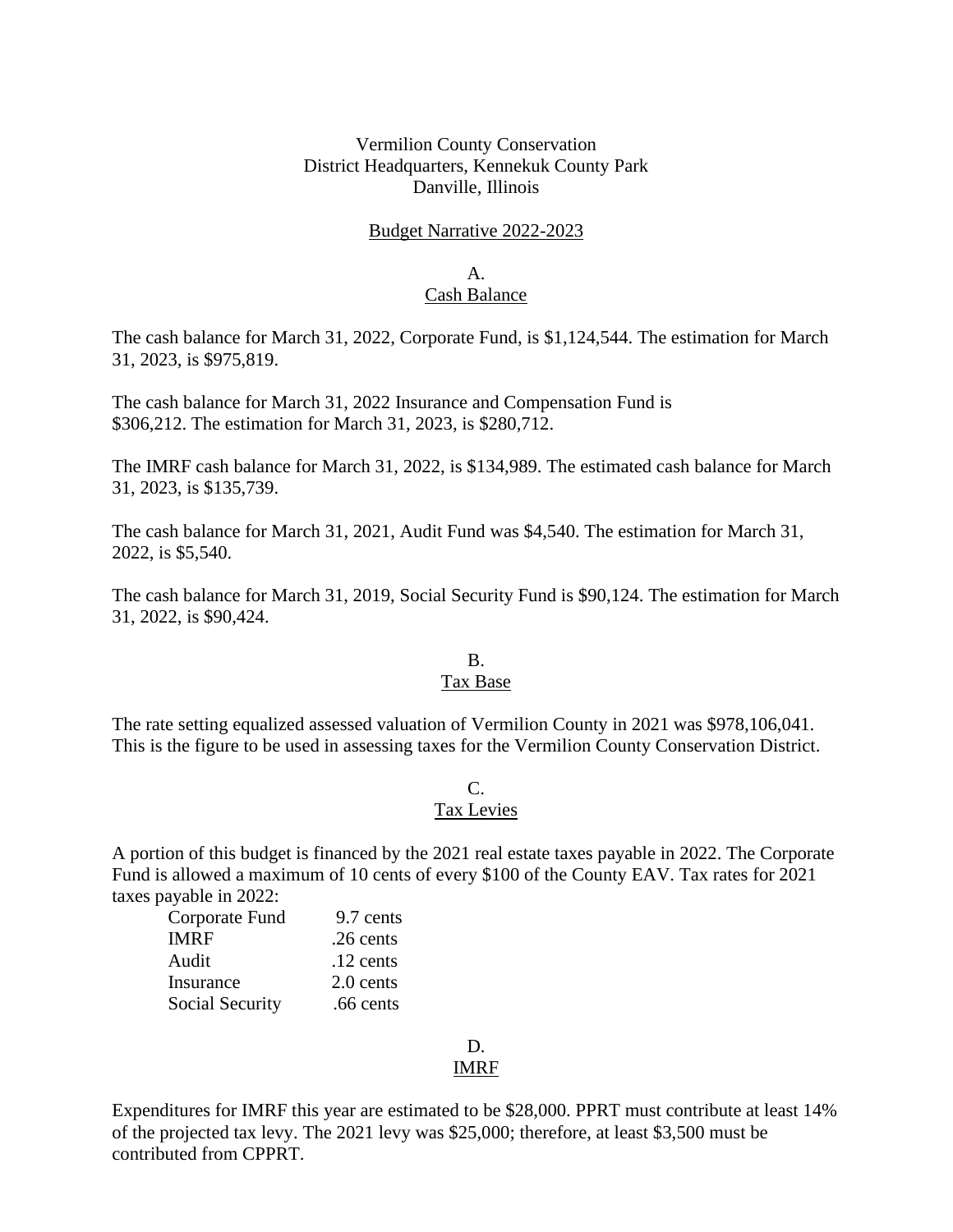Vermilion County Conservation
District Headquarters, Kennekuk County Park
Danville, Illinois

## Budget Narrative 2022-2023

### A. Cash Balance

The cash balance for March 31, 2022, Corporate Fund, is $1,124,544. The estimation for March 31, 2023, is $975,819.

The cash balance for March 31, 2022 Insurance and Compensation Fund is $306,212. The estimation for March 31, 2023, is $280,712.

The IMRF cash balance for March 31, 2022, is $134,989. The estimated cash balance for March 31, 2023, is $135,739.

The cash balance for March 31, 2021, Audit Fund was $4,540. The estimation for March 31, 2022, is $5,540.

The cash balance for March 31, 2019, Social Security Fund is $90,124. The estimation for March 31, 2022, is $90,424.

### B. Tax Base

The rate setting equalized assessed valuation of Vermilion County in 2021 was $978,106,041. This is the figure to be used in assessing taxes for the Vermilion County Conservation District.

### C. Tax Levies

A portion of this budget is financed by the 2021 real estate taxes payable in 2022. The Corporate Fund is allowed a maximum of 10 cents of every $100 of the County EAV. Tax rates for 2021 taxes payable in 2022:

| Fund | Rate |
|---|---|
| Corporate Fund | 9.7 cents |
| IMRF | .26 cents |
| Audit | .12 cents |
| Insurance | 2.0 cents |
| Social Security | .66 cents |

### D. IMRF

Expenditures for IMRF this year are estimated to be $28,000. PPRT must contribute at least 14% of the projected tax levy. The 2021 levy was $25,000; therefore, at least $3,500 must be contributed from CPPRT.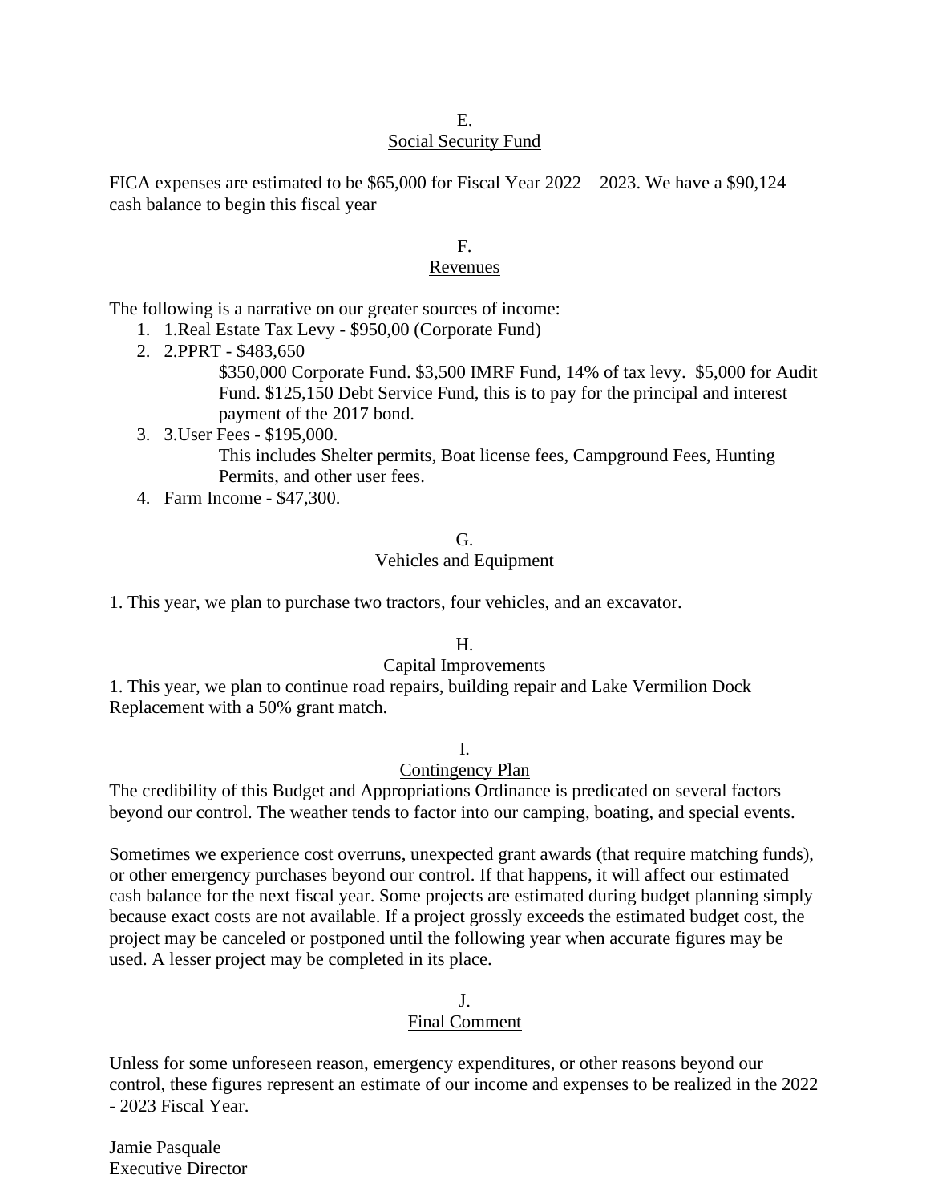E.

## Social Security Fund

FICA expenses are estimated to be $65,000 for Fiscal Year 2022 – 2023. We have a $90,124 cash balance to begin this fiscal year

F.

## Revenues

The following is a narrative on our greater sources of income:

1. 1.Real Estate Tax Levy - $950,00 (Corporate Fund)
2. 2.PPRT - $483,650

   $350,000 Corporate Fund. $3,500 IMRF Fund, 14% of tax levy. $5,000 for Audit Fund. $125,150 Debt Service Fund, this is to pay for the principal and interest payment of the 2017 bond.
3. 3.User Fees - $195,000.

   This includes Shelter permits, Boat license fees, Campground Fees, Hunting Permits, and other user fees.
4. Farm Income - $47,300.

G.

## Vehicles and Equipment

1. This year, we plan to purchase two tractors, four vehicles, and an excavator.

H.

## Capital Improvements

1. This year, we plan to continue road repairs, building repair and Lake Vermilion Dock Replacement with a 50% grant match.

I.

## Contingency Plan

The credibility of this Budget and Appropriations Ordinance is predicated on several factors beyond our control. The weather tends to factor into our camping, boating, and special events.

Sometimes we experience cost overruns, unexpected grant awards (that require matching funds), or other emergency purchases beyond our control. If that happens, it will affect our estimated cash balance for the next fiscal year. Some projects are estimated during budget planning simply because exact costs are not available. If a project grossly exceeds the estimated budget cost, the project may be canceled or postponed until the following year when accurate figures may be used. A lesser project may be completed in its place.

J.

## Final Comment

Unless for some unforeseen reason, emergency expenditures, or other reasons beyond our control, these figures represent an estimate of our income and expenses to be realized in the 2022 - 2023 Fiscal Year.

Jamie Pasquale
Executive Director